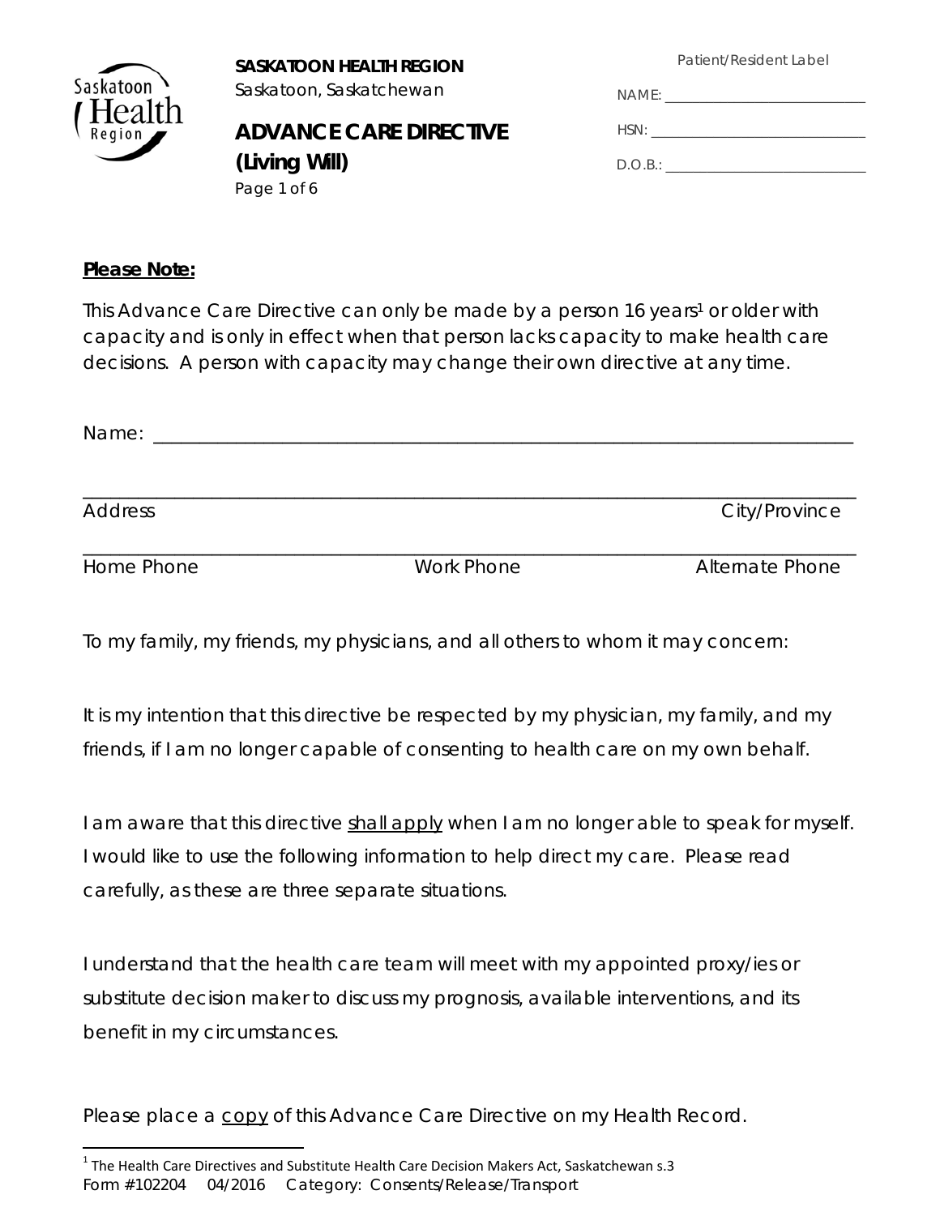**SASKATOON HEALTH REGION**
Saskatoon, Saskatchewan

# ADVANCE CARE DIRECTIVE (Living Will)

Patient/Resident Label

NAME: ___________________________

HSN: ___________________________

D.O.B.: ___________________________

**Please Note:**

This Advance Care Directive can only be made by a person 16 years[1] or older with capacity and is only in effect when that person lacks capacity to make health care decisions. A person with capacity may change their own directive at any time.

Name: ___________________________________________________________________

___________________________________________________________________

Address | City/Province

___________________________________________________________________

Home Phone | Work Phone | Alternate Phone

To my family, my friends, my physicians, and all others to whom it may concern:

It is my intention that this directive be respected by my physician, my family, and my friends, if I am no longer capable of consenting to health care on my own behalf.

I am aware that this directive shall apply when I am no longer able to speak for myself. I would like to use the following information to help direct my care. Please read carefully, as these are three separate situations.

I understand that the health care team will meet with my appointed proxy/ies or substitute decision maker to discuss my prognosis, available interventions, and its benefit in my circumstances.

Please place a copy of this Advance Care Directive on my Health Record.

[1] The Health Care Directives and Substitute Health Care Decision Makers Act, Saskatchewan s.3

Form #102204 04/2016 Category: Consents/Release/Transport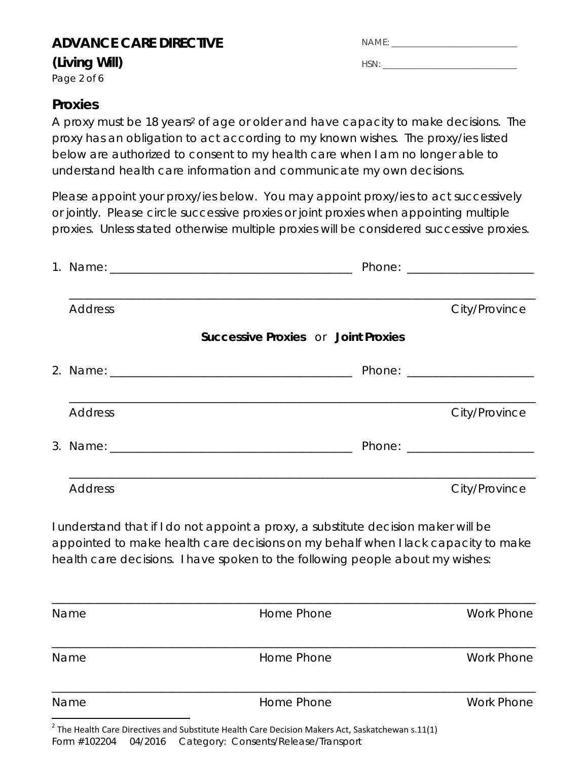# ADVANCE CARE DIRECTIVE
## (Living Will)

NAME: ___________________________

HSN: ____________________________

### Proxies

A proxy must be 18 years[2] of age or older and have capacity to make decisions. The proxy has an obligation to act according to my known wishes. The proxy/ies listed below are authorized to consent to my health care when I am no longer able to understand health care information and communicate my own decisions.

Please appoint your proxy/ies below. You may appoint proxy/ies to act successively or jointly. Please circle successive proxies or joint proxies when appointing multiple proxies. Unless stated otherwise multiple proxies will be considered successive proxies.

1. Name: ________________________________________ Phone: ____________________

   ___________________________________________________________________________

   Address City/Province

**Successive Proxies** or **Joint Proxies**

2. Name: ________________________________________ Phone: ____________________

   ___________________________________________________________________________

   Address City/Province

3. Name: ________________________________________ Phone: ____________________

   ___________________________________________________________________________

   Address City/Province

I understand that if I do not appoint a proxy, a substitute decision maker will be appointed to make health care decisions on my behalf when I lack capacity to make health care decisions. I have spoken to the following people about my wishes:

______________________________________________________________________________

Name Home Phone Work Phone

______________________________________________________________________________

Name Home Phone Work Phone

______________________________________________________________________________

Name Home Phone Work Phone

[2] The Health Care Directives and Substitute Health Care Decision Makers Act, Saskatchewan s.11(1)

Form #102204 04/2016 Category: Consents/Release/Transport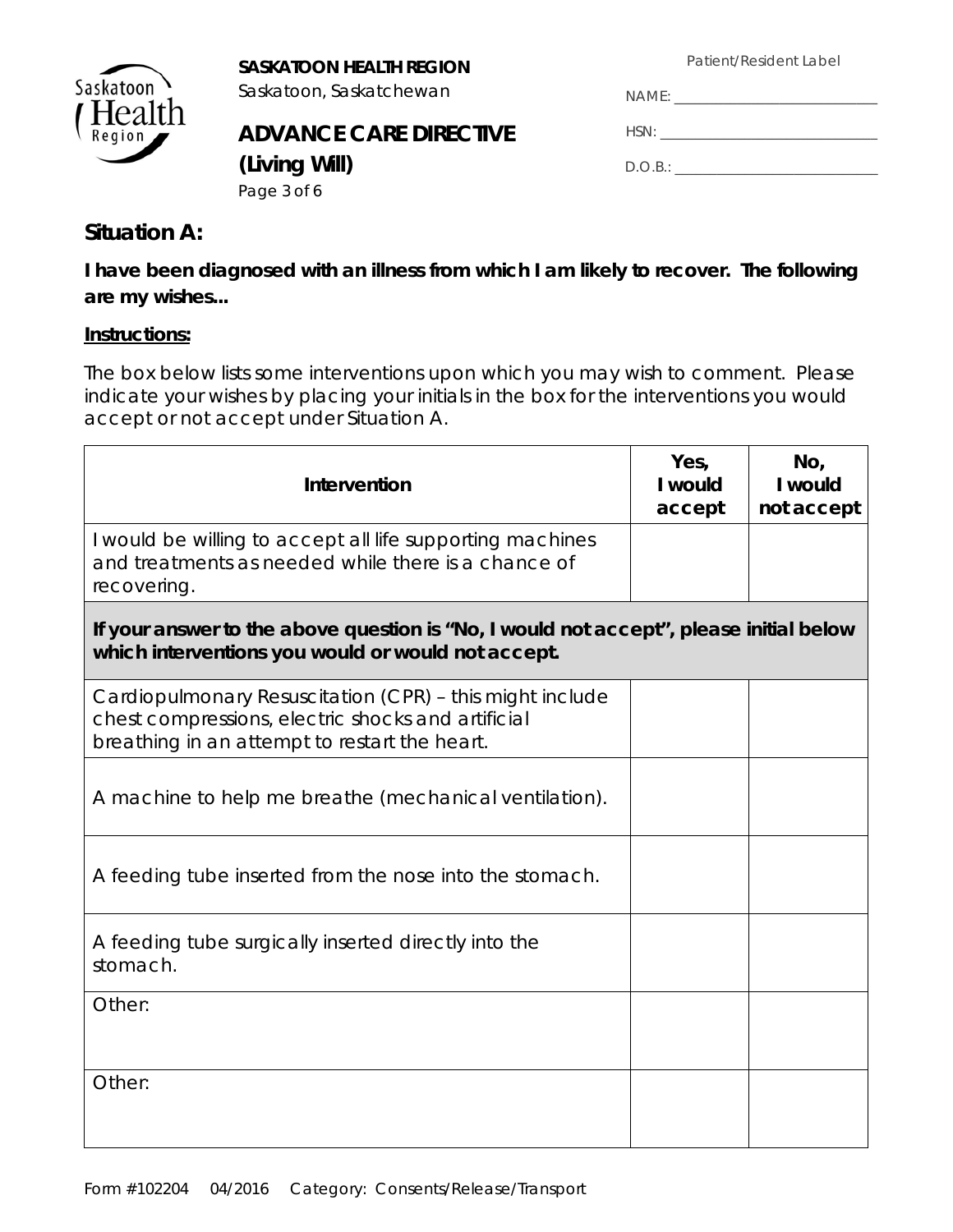**SASKATOON HEALTH REGION**
Saskatoon, Saskatchewan

**ADVANCE CARE DIRECTIVE**
**(Living Will)**

Patient/Resident Label

NAME: ____________________________

HSN: ____________________________

D.O.B.: ____________________________

## Situation A:

**I have been diagnosed with an illness from which I am likely to recover. The following are my wishes...**

**Instructions:**

The box below lists some interventions upon which you may wish to comment. Please indicate your wishes by placing your initials in the box for the interventions you would accept or not accept under Situation A.

| Intervention | Yes, I would accept | No, I would not accept |
| --- | --- | --- |
| I would be willing to accept all life supporting machines and treatments as needed while there is a chance of recovering. | | |
| **If your answer to the above question is "No, I would not accept", please initial below which interventions you would or would not accept.** | | |
| Cardiopulmonary Resuscitation (CPR) – this might include chest compressions, electric shocks and artificial breathing in an attempt to restart the heart. | | |
| A machine to help me breathe (mechanical ventilation). | | |
| A feeding tube inserted from the nose into the stomach. | | |
| A feeding tube surgically inserted directly into the stomach. | | |
| Other: | | |
| Other: | | |

Form #102204 04/2016 Category: Consents/Release/Transport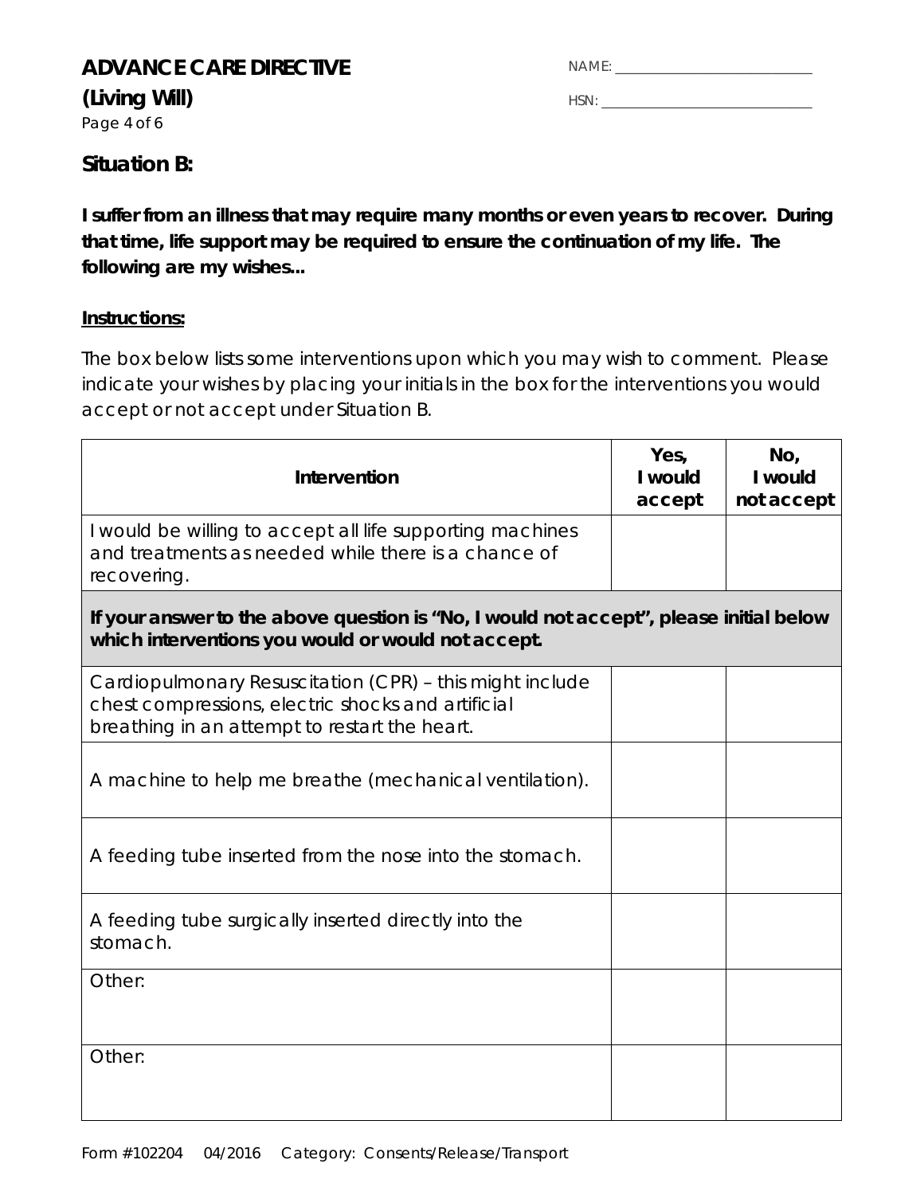# ADVANCE CARE DIRECTIVE

**(Living Will)**

NAME: ___________________________

HSN: ___________________________

## Situation B:

**I suffer from an illness that may require many months or even years to recover. During that time, life support may be required to ensure the continuation of my life. The following are my wishes...**

**Instructions:**

The box below lists some interventions upon which you may wish to comment. Please indicate your wishes by placing your initials in the box for the interventions you would accept or not accept under Situation B.

| Intervention | Yes, I would accept | No, I would not accept |
|---|---|---|
| I would be willing to accept all life supporting machines and treatments as needed while there is a chance of recovering. | | |
| **If your answer to the above question is "No, I would not accept", please initial below which interventions you would or would not accept.** | | |
| Cardiopulmonary Resuscitation (CPR) – this might include chest compressions, electric shocks and artificial breathing in an attempt to restart the heart. | | |
| A machine to help me breathe (mechanical ventilation). | | |
| A feeding tube inserted from the nose into the stomach. | | |
| A feeding tube surgically inserted directly into the stomach. | | |
| Other: | | |
| Other: | | |

Form #102204 04/2016 Category: Consents/Release/Transport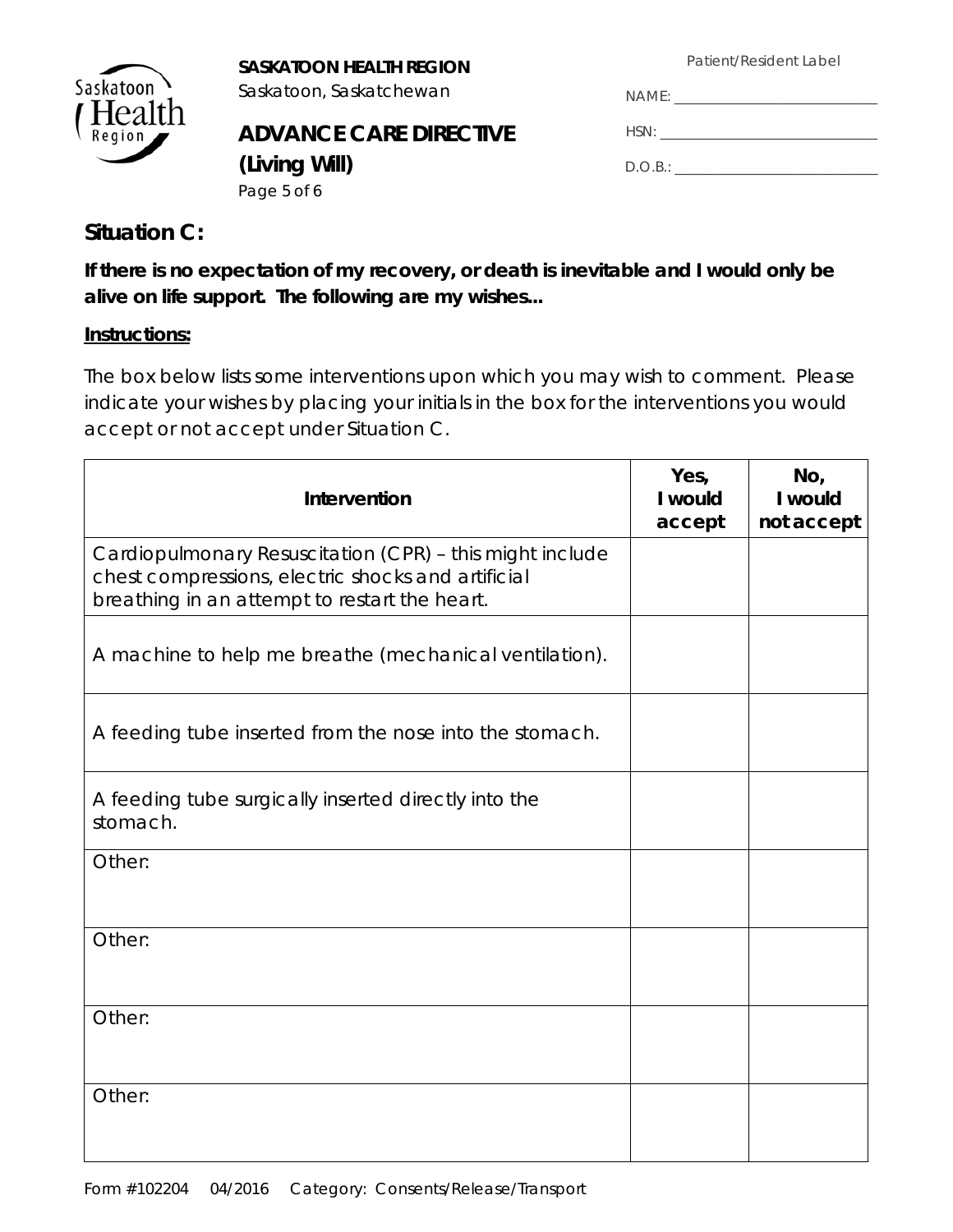**SASKATOON HEALTH REGION**
Saskatoon, Saskatchewan

**ADVANCE CARE DIRECTIVE**
**(Living Will)**

Patient/Resident Label

NAME: ___________________________

HSN: ___________________________

D.O.B.: ___________________________

## Situation C:

**If there is no expectation of my recovery, or death is inevitable and I would only be alive on life support. The following are my wishes...**

**Instructions:**

The box below lists some interventions upon which you may wish to comment. Please indicate your wishes by placing your initials in the box for the interventions you would accept or not accept under Situation C.

| Intervention | Yes, I would accept | No, I would not accept |
|---|---|---|
| Cardiopulmonary Resuscitation (CPR) – this might include chest compressions, electric shocks and artificial breathing in an attempt to restart the heart. | | |
| A machine to help me breathe (mechanical ventilation). | | |
| A feeding tube inserted from the nose into the stomach. | | |
| A feeding tube surgically inserted directly into the stomach. | | |
| Other: | | |
| Other: | | |
| Other: | | |
| Other: | | |

Form #102204 04/2016 Category: Consents/Release/Transport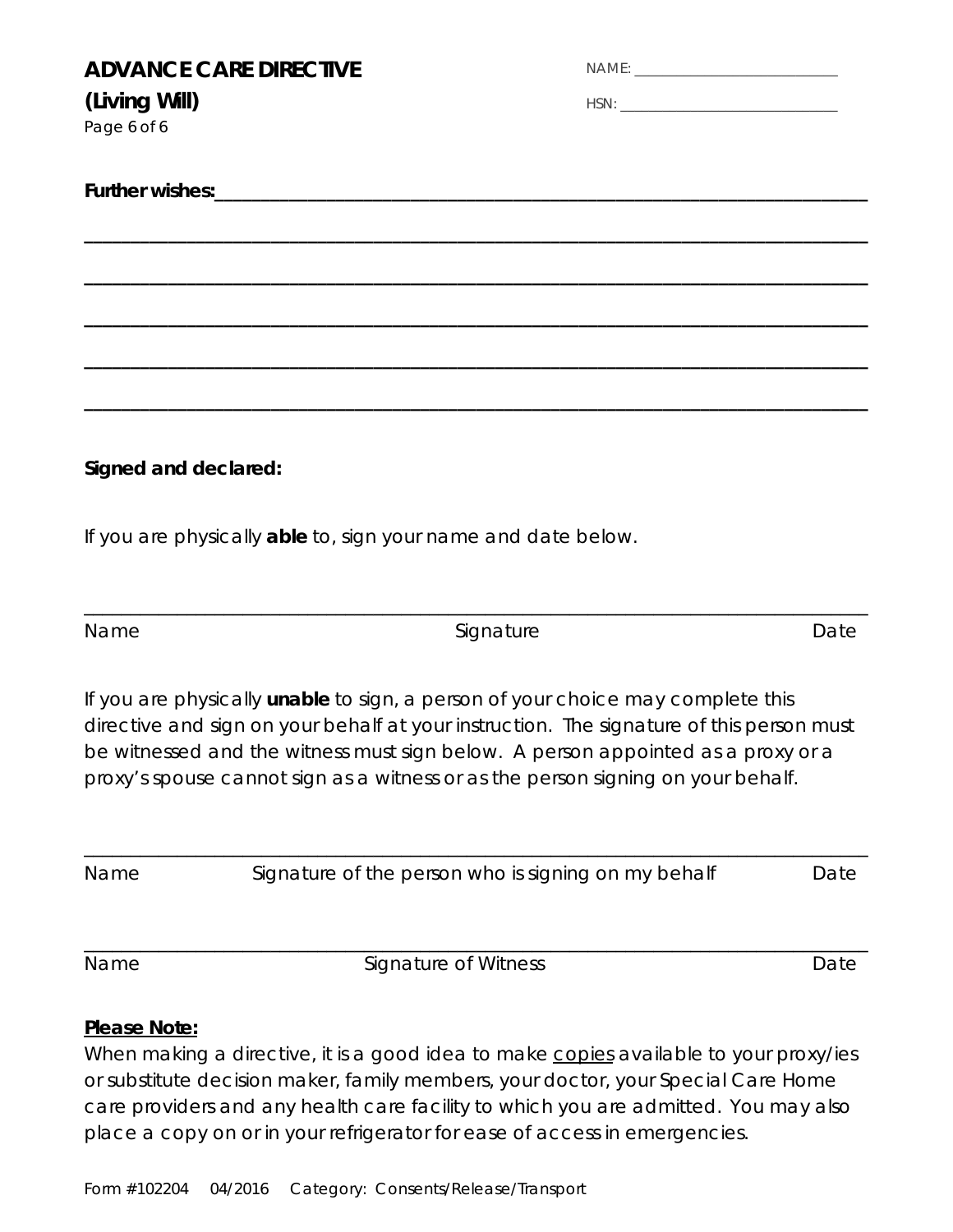# ADVANCE CARE DIRECTIVE
## (Living Will)

NAME: ______________________________

HSN: ______________________________

**Further wishes:**_______________________________________________________________

_________________________________________________________________________________

_________________________________________________________________________________

_________________________________________________________________________________

_________________________________________________________________________________

_________________________________________________________________________________

**Signed and declared:**

If you are physically **able** to, sign your name and date below.

_________________________________________________________________________________

Name Signature Date

If you are physically **unable** to sign, a person of your choice may complete this directive and sign on your behalf at your instruction. The signature of this person must be witnessed and the witness must sign below. A person appointed as a proxy or a proxy's spouse cannot sign as a witness or as the person signing on your behalf.

_________________________________________________________________________________

Name Signature of the person who is signing on my behalf Date

_________________________________________________________________________________

Name Signature of Witness Date

**Please Note:**

When making a directive, it is a good idea to make copies available to your proxy/ies or substitute decision maker, family members, your doctor, your Special Care Home care providers and any health care facility to which you are admitted. You may also place a copy on or in your refrigerator for ease of access in emergencies.

Form #102204 04/2016 Category: Consents/Release/Transport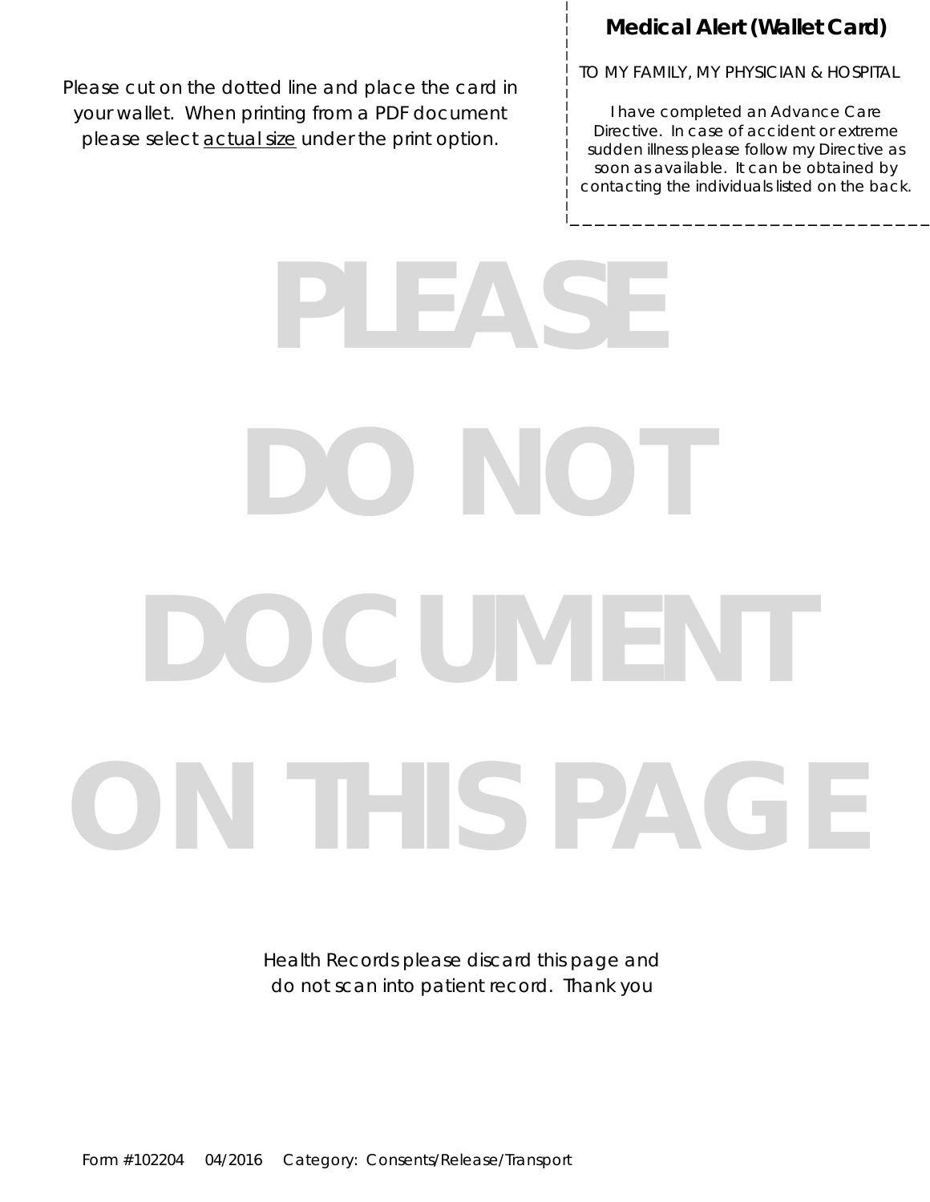Please cut on the dotted line and place the card in your wallet. When printing from a PDF document please select actual size under the print option.

## Medical Alert (Wallet Card)

TO MY FAMILY, MY PHYSICIAN & HOSPITAL

I have completed an Advance Care Directive. In case of accident or extreme sudden illness please follow my Directive as soon as available. It can be obtained by contacting the individuals listed on the back.

# PLEASE DO NOT DOCUMENT ON THIS PAGE

Health Records please discard this page and do not scan into patient record. Thank you

Form #102204 04/2016 Category: Consents/Release/Transport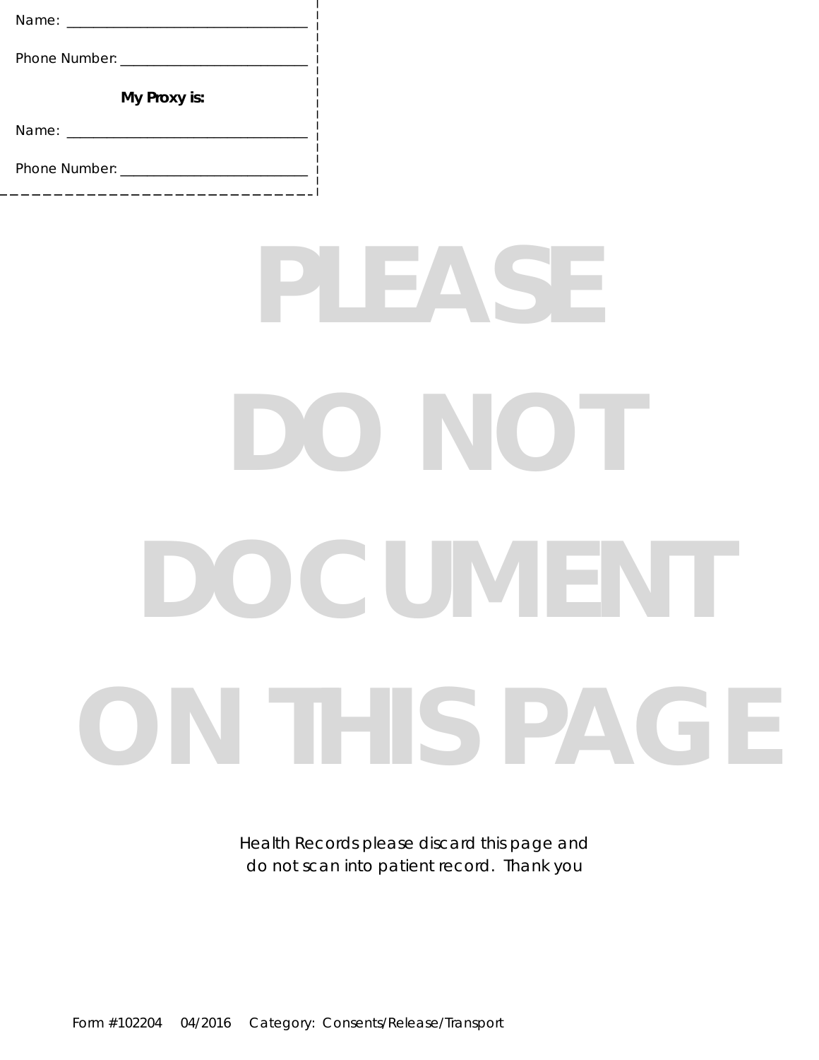Name: ___________________________________

Phone Number: ___________________________

**My Proxy is:**

Name: ___________________________________

Phone Number: ___________________________

# PLEASE DO NOT DOCUMENT ON THIS PAGE

Health Records please discard this page and do not scan into patient record. Thank you

Form #102204 04/2016 Category: Consents/Release/Transport